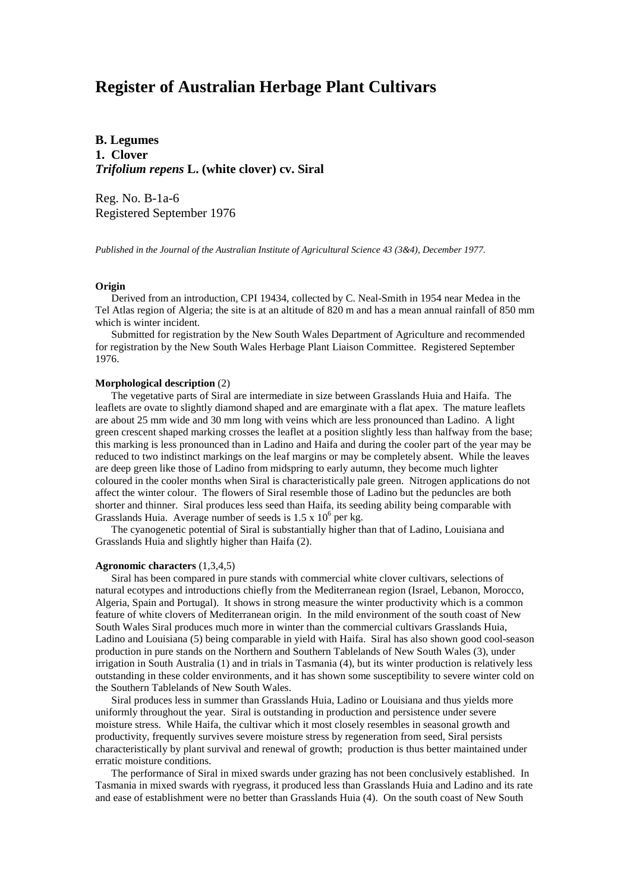# Register of Australian Herbage Plant Cultivars

**B. Legumes**
**1. Clover**
***Trifolium repens* L. (white clover) cv. Siral**

Reg. No. B-1a-6
Registered September 1976

*Published in the Journal of the Australian Institute of Agricultural Science 43 (3&4), December 1977.*

**Origin**

Derived from an introduction, CPI 19434, collected by C. Neal-Smith in 1954 near Medea in the Tel Atlas region of Algeria; the site is at an altitude of 820 m and has a mean annual rainfall of 850 mm which is winter incident.

Submitted for registration by the New South Wales Department of Agriculture and recommended for registration by the New South Wales Herbage Plant Liaison Committee. Registered September 1976.

**Morphological description** (2)

The vegetative parts of Siral are intermediate in size between Grasslands Huia and Haifa. The leaflets are ovate to slightly diamond shaped and are emarginate with a flat apex. The mature leaflets are about 25 mm wide and 30 mm long with veins which are less pronounced than Ladino. A light green crescent shaped marking crosses the leaflet at a position slightly less than halfway from the base; this marking is less pronounced than in Ladino and Haifa and during the cooler part of the year may be reduced to two indistinct markings on the leaf margins or may be completely absent. While the leaves are deep green like those of Ladino from midspring to early autumn, they become much lighter coloured in the cooler months when Siral is characteristically pale green. Nitrogen applications do not affect the winter colour. The flowers of Siral resemble those of Ladino but the peduncles are both shorter and thinner. Siral produces less seed than Haifa, its seeding ability being comparable with Grasslands Huia. Average number of seeds is $1.5 \times 10^6$ per kg.

The cyanogenetic potential of Siral is substantially higher than that of Ladino, Louisiana and Grasslands Huia and slightly higher than Haifa (2).

**Agronomic characters** (1,3,4,5)

Siral has been compared in pure stands with commercial white clover cultivars, selections of natural ecotypes and introductions chiefly from the Mediterranean region (Israel, Lebanon, Morocco, Algeria, Spain and Portugal). It shows in strong measure the winter productivity which is a common feature of white clovers of Mediterranean origin. In the mild environment of the south coast of New South Wales Siral produces much more in winter than the commercial cultivars Grasslands Huia, Ladino and Louisiana (5) being comparable in yield with Haifa. Siral has also shown good cool-season production in pure stands on the Northern and Southern Tablelands of New South Wales (3), under irrigation in South Australia (1) and in trials in Tasmania (4), but its winter production is relatively less outstanding in these colder environments, and it has shown some susceptibility to severe winter cold on the Southern Tablelands of New South Wales.

Siral produces less in summer than Grasslands Huia, Ladino or Louisiana and thus yields more uniformly throughout the year. Siral is outstanding in production and persistence under severe moisture stress. While Haifa, the cultivar which it most closely resembles in seasonal growth and productivity, frequently survives severe moisture stress by regeneration from seed, Siral persists characteristically by plant survival and renewal of growth; production is thus better maintained under erratic moisture conditions.

The performance of Siral in mixed swards under grazing has not been conclusively established. In Tasmania in mixed swards with ryegrass, it produced less than Grasslands Huia and Ladino and its rate and ease of establishment were no better than Grasslands Huia (4). On the south coast of New South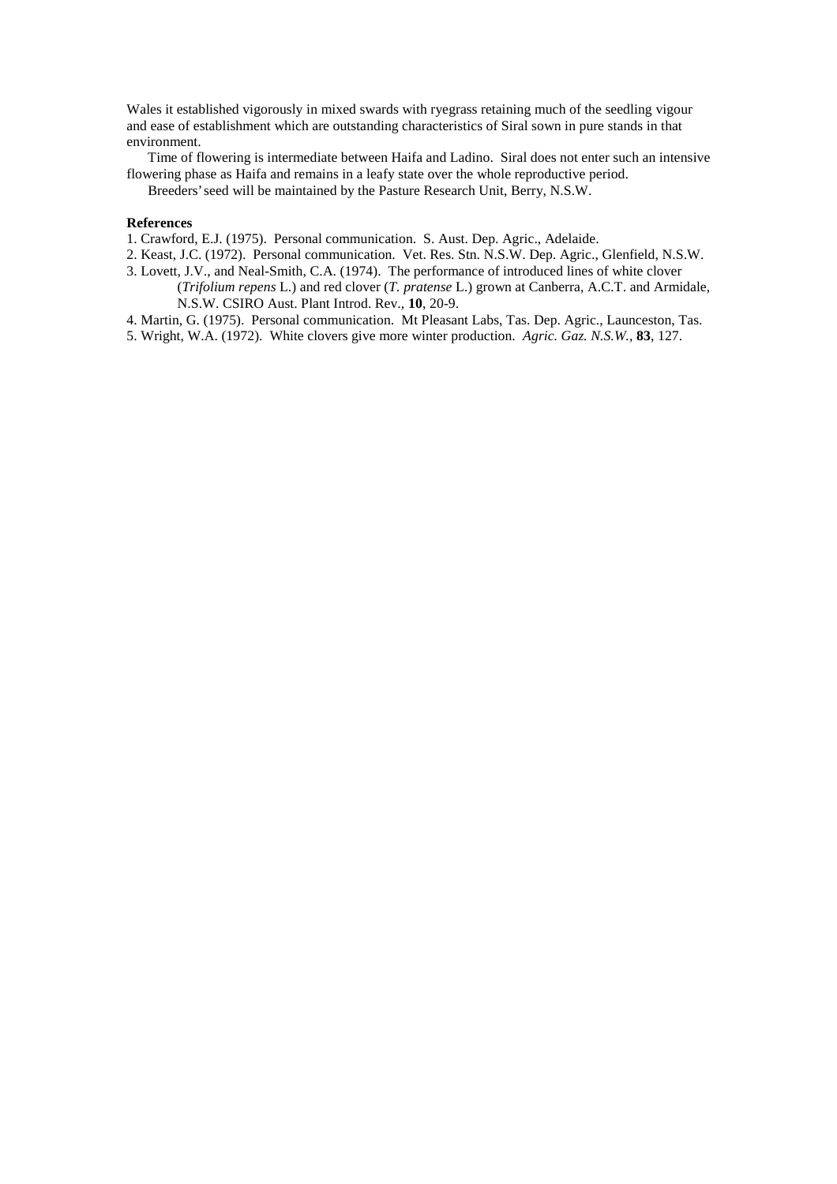Wales it established vigorously in mixed swards with ryegrass retaining much of the seedling vigour and ease of establishment which are outstanding characteristics of Siral sown in pure stands in that environment.

Time of flowering is intermediate between Haifa and Ladino. Siral does not enter such an intensive flowering phase as Haifa and remains in a leafy state over the whole reproductive period.

Breeders' seed will be maintained by the Pasture Research Unit, Berry, N.S.W.

**References**

1. Crawford, E.J. (1975). Personal communication. S. Aust. Dep. Agric., Adelaide.
2. Keast, J.C. (1972). Personal communication. Vet. Res. Stn. N.S.W. Dep. Agric., Glenfield, N.S.W.
3. Lovett, J.V., and Neal-Smith, C.A. (1974). The performance of introduced lines of white clover (*Trifolium repens* L.) and red clover (*T. pratense* L.) grown at Canberra, A.C.T. and Armidale, N.S.W. CSIRO Aust. Plant Introd. Rev., **10**, 20-9.
4. Martin, G. (1975). Personal communication. Mt Pleasant Labs, Tas. Dep. Agric., Launceston, Tas.
5. Wright, W.A. (1972). White clovers give more winter production. *Agric. Gaz. N.S.W.*, **83**, 127.